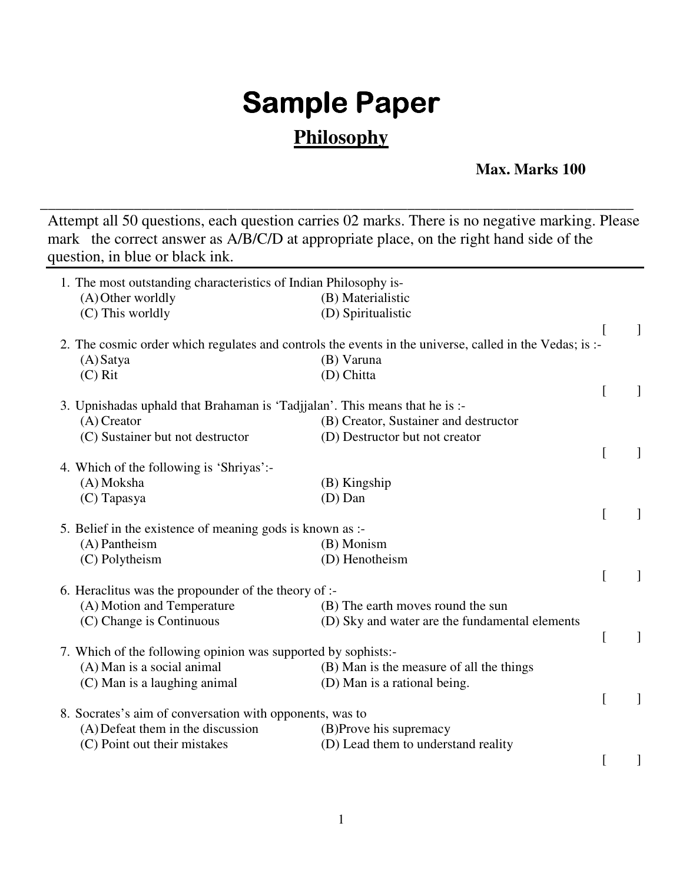# Sample Paper

## Philosophy

**Max. Marks 100**

---

Attempt all 50 questions, each question carries 02 marks. There is no negative marking. Please mark the correct answer as A/B/C/D at appropriate place, on the right hand side of the question, in blue or black ink.

---

1. The most outstanding characteristics of Indian Philosophy is-
   (A) Other worldly (B) Materialistic
   (C) This worldly (D) Spiritualistic
   [ ]

2. The cosmic order which regulates and controls the events in the universe, called in the Vedas; is :-
   (A) Satya (B) Varuna
   (C) Rit (D) Chitta
   [ ]

3. Upnishadas uphald that Brahaman is 'Tadjjalan'. This means that he is :-
   (A) Creator (B) Creator, Sustainer and destructor
   (C) Sustainer but not destructor (D) Destructor but not creator
   [ ]

4. Which of the following is 'Shriyas':-
   (A) Moksha (B) Kingship
   (C) Tapasya (D) Dan
   [ ]

5. Belief in the existence of meaning gods is known as :-
   (A) Pantheism (B) Monism
   (C) Polytheism (D) Henotheism
   [ ]

6. Heraclitus was the propounder of the theory of :-
   (A) Motion and Temperature (B) The earth moves round the sun
   (C) Change is Continuous (D) Sky and water are the fundamental elements
   [ ]

7. Which of the following opinion was supported by sophists:-
   (A) Man is a social animal (B) Man is the measure of all the things
   (C) Man is a laughing animal (D) Man is a rational being.
   [ ]

8. Socrates's aim of conversation with opponents, was to
   (A) Defeat them in the discussion (B) Prove his supremacy
   (C) Point out their mistakes (D) Lead them to understand reality
   [ ]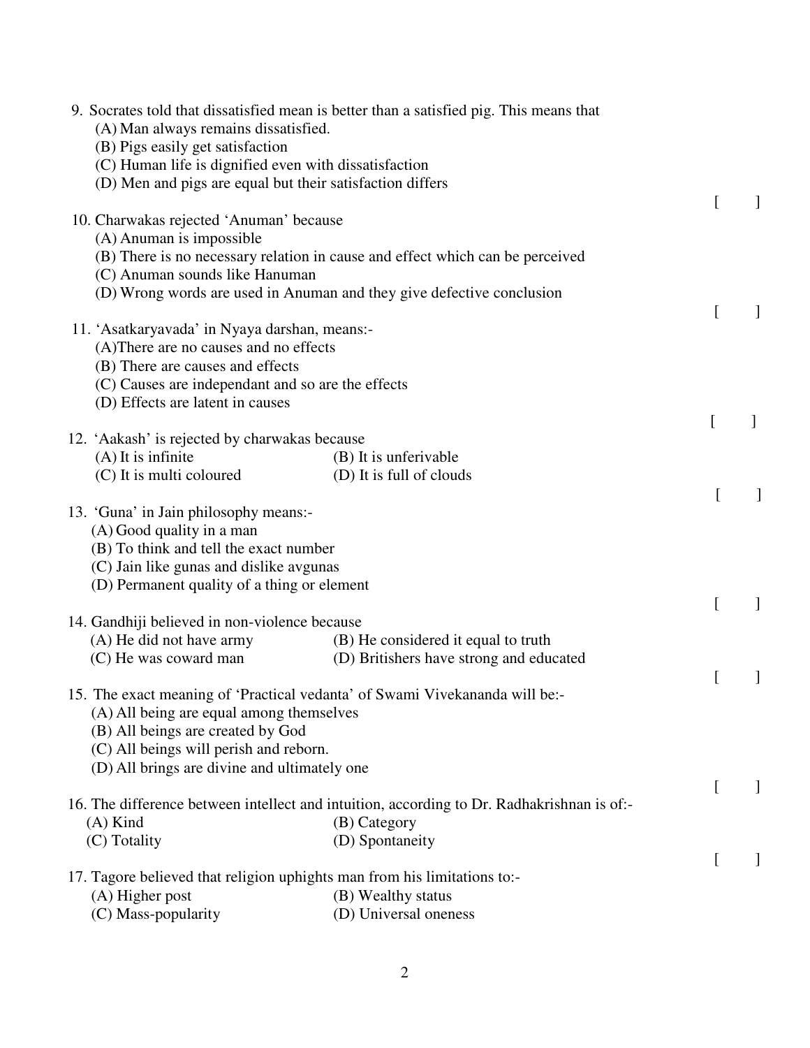9. Socrates told that dissatisfied mean is better than a satisfied pig. This means that
   (A) Man always remains dissatisfied.
   (B) Pigs easily get satisfaction
   (C) Human life is dignified even with dissatisfaction
   (D) Men and pigs are equal but their satisfaction differs

[ ]

10. Charwakas rejected 'Anuman' because
    (A) Anuman is impossible
    (B) There is no necessary relation in cause and effect which can be perceived
    (C) Anuman sounds like Hanuman
    (D) Wrong words are used in Anuman and they give defective conclusion

[ ]

11. 'Asatkaryavada' in Nyaya darshan, means:-
    (A)There are no causes and no effects
    (B) There are causes and effects
    (C) Causes are independant and so are the effects
    (D) Effects are latent in causes

[ ]

12. 'Aakash' is rejected by charwakas because
    (A) It is infinite
    (B) It is unferivable
    (C) It is multi coloured
    (D) It is full of clouds

[ ]

13. 'Guna' in Jain philosophy means:-
    (A) Good quality in a man
    (B) To think and tell the exact number
    (C) Jain like gunas and dislike avgunas
    (D) Permanent quality of a thing or element

[ ]

14. Gandhiji believed in non-violence because
    (A) He did not have army
    (B) He considered it equal to truth
    (C) He was coward man
    (D) Britishers have strong and educated

[ ]

15. The exact meaning of 'Practical vedanta' of Swami Vivekananda will be:-
    (A) All being are equal among themselves
    (B) All beings are created by God
    (C) All beings will perish and reborn.
    (D) All brings are divine and ultimately one

[ ]

16. The difference between intellect and intuition, according to Dr. Radhakrishnan is of:-
    (A) Kind
    (B) Category
    (C) Totality
    (D) Spontaneity

[ ]

17. Tagore believed that religion uphights man from his limitations to:-
    (A) Higher post
    (B) Wealthy status
    (C) Mass-popularity
    (D) Universal oneness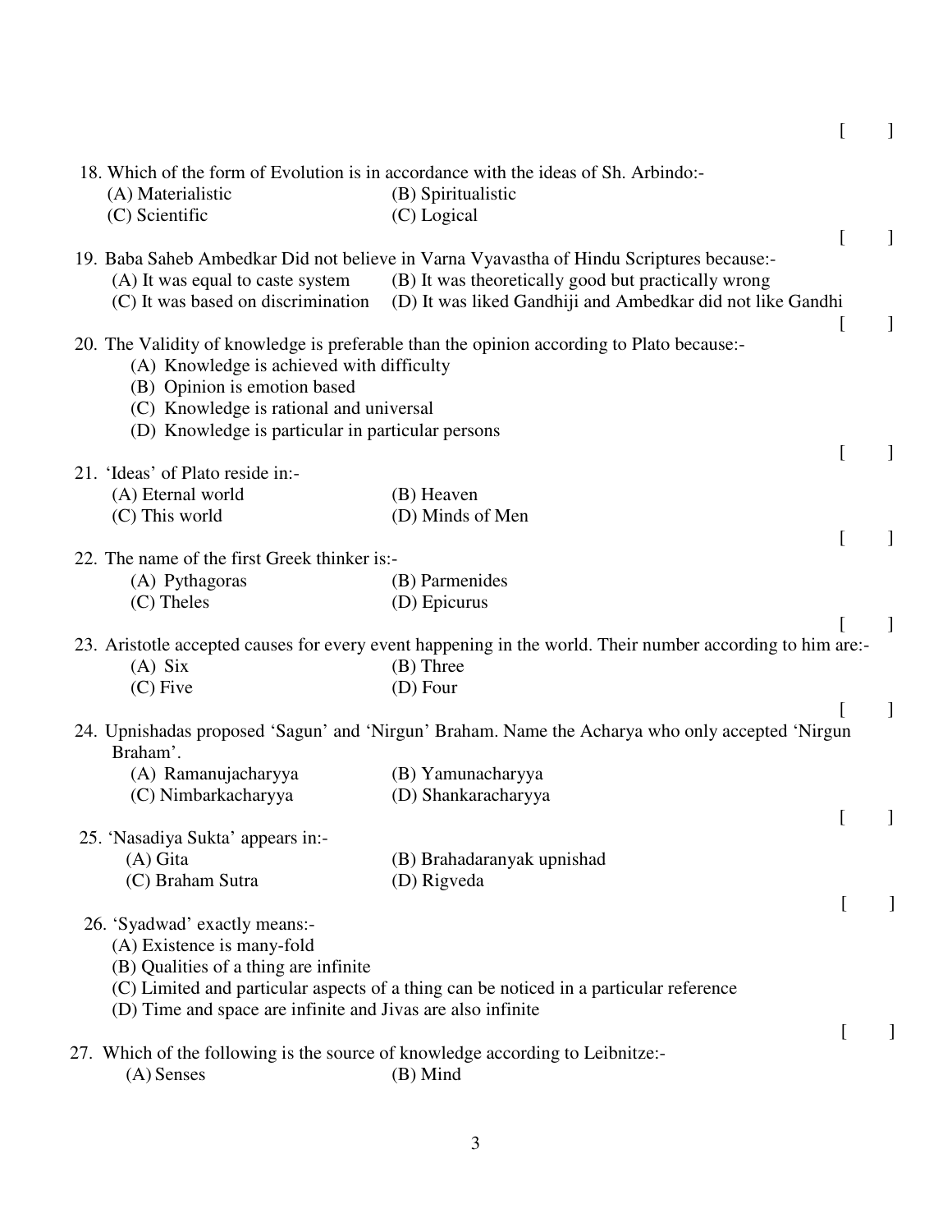[ ]

18. Which of the form of Evolution is in accordance with the ideas of Sh. Arbindo:-
    (A) Materialistic (B) Spiritualistic
    (C) Scientific (C) Logical

[ ]

19. Baba Saheb Ambedkar Did not believe in Varna Vyavastha of Hindu Scriptures because:-
    (A) It was equal to caste system (B) It was theoretically good but practically wrong
    (C) It was based on discrimination (D) It was liked Gandhiji and Ambedkar did not like Gandhi

[ ]

20. The Validity of knowledge is preferable than the opinion according to Plato because:-
    (A) Knowledge is achieved with difficulty
    (B) Opinion is emotion based
    (C) Knowledge is rational and universal
    (D) Knowledge is particular in particular persons

[ ]

21. 'Ideas' of Plato reside in:-
    (A) Eternal world (B) Heaven
    (C) This world (D) Minds of Men

[ ]

22. The name of the first Greek thinker is:-
    (A) Pythagoras (B) Parmenides
    (C) Theles (D) Epicurus

[ ]

23. Aristotle accepted causes for every event happening in the world. Their number according to him are:-
    (A) Six (B) Three
    (C) Five (D) Four

[ ]

24. Upnishadas proposed 'Sagun' and 'Nirgun' Braham. Name the Acharya who only accepted 'Nirgun Braham'.
    (A) Ramanujacharyya (B) Yamunacharyya
    (C) Nimbarkacharyya (D) Shankaracharyya

[ ]

25. 'Nasadiya Sukta' appears in:-
    (A) Gita (B) Brahadaranyak upnishad
    (C) Braham Sutra (D) Rigveda

[ ]

26. 'Syadwad' exactly means:-
    (A) Existence is many-fold
    (B) Qualities of a thing are infinite
    (C) Limited and particular aspects of a thing can be noticed in a particular reference
    (D) Time and space are infinite and Jivas are also infinite

[ ]

27. Which of the following is the source of knowledge according to Leibnitze:-
    (A) Senses (B) Mind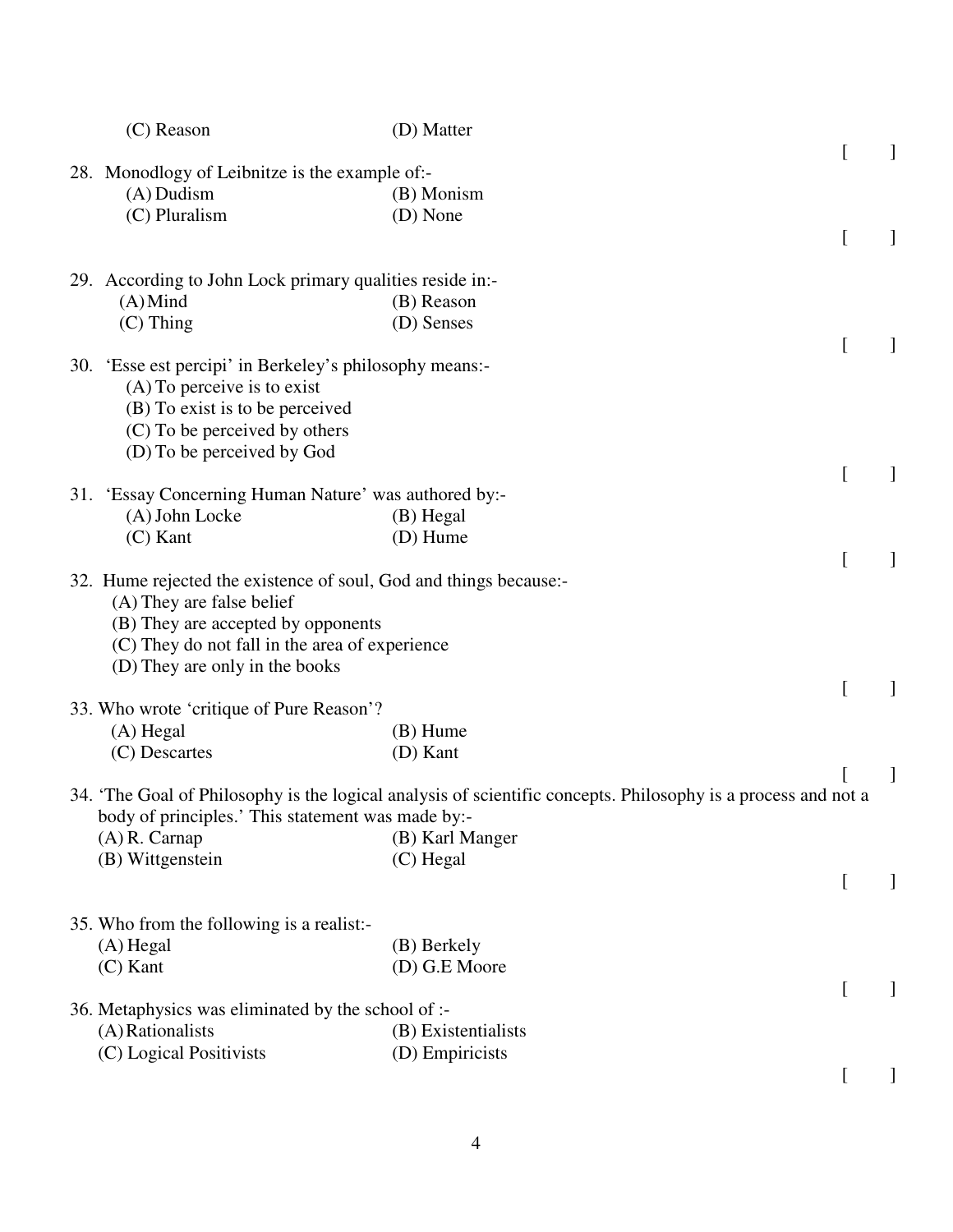(C) Reason  (D) Matter

[ ]

28. Monodlogy of Leibnitze is the example of:-
    (A) Dudism  (B) Monism
    (C) Pluralism  (D) None

[ ]

29. According to John Lock primary qualities reside in:-
    (A) Mind  (B) Reason
    (C) Thing  (D) Senses

[ ]

30. 'Esse est percipi' in Berkeley's philosophy means:-
    (A) To perceive is to exist
    (B) To exist is to be perceived
    (C) To be perceived by others
    (D) To be perceived by God

[ ]

31. 'Essay Concerning Human Nature' was authored by:-
    (A) John Locke  (B) Hegal
    (C) Kant  (D) Hume

[ ]

32. Hume rejected the existence of soul, God and things because:-
    (A) They are false belief
    (B) They are accepted by opponents
    (C) They do not fall in the area of experience
    (D) They are only in the books

[ ]

33. Who wrote 'critique of Pure Reason'?
    (A) Hegal  (B) Hume
    (C) Descartes  (D) Kant

[ ]

34. 'The Goal of Philosophy is the logical analysis of scientific concepts. Philosophy is a process and not a body of principles.' This statement was made by:-
    (A) R. Carnap  (B) Karl Manger
    (B) Wittgenstein  (C) Hegal

[ ]

35. Who from the following is a realist:-
    (A) Hegal  (B) Berkely
    (C) Kant  (D) G.E Moore

[ ]

36. Metaphysics was eliminated by the school of :-
    (A) Rationalists  (B) Existentialists
    (C) Logical Positivists  (D) Empiricists

[ ]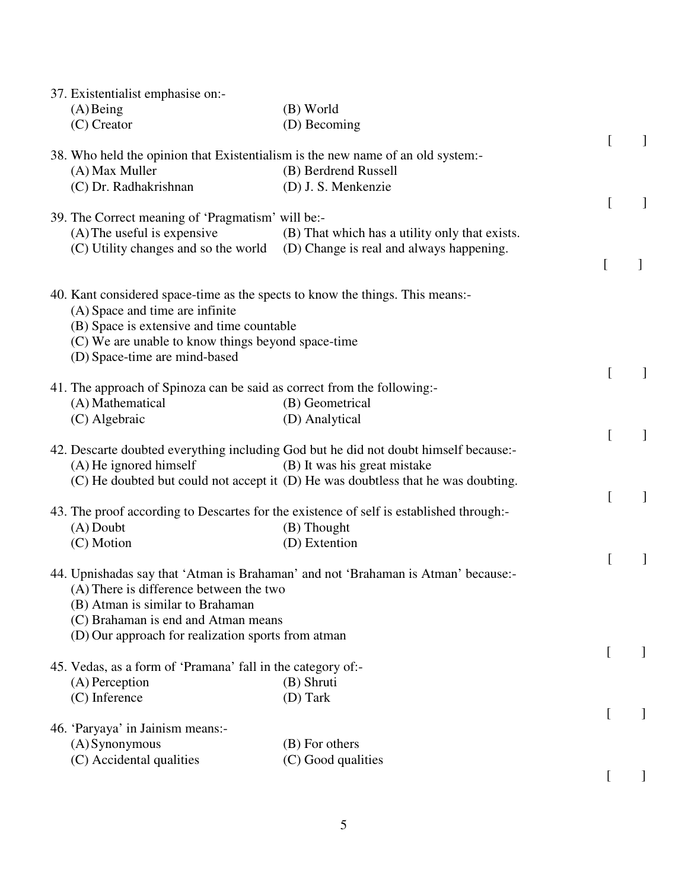37. Existentialist emphasise on:-
   (A) Being  (B) World
   (C) Creator  (D) Becoming

[ ]

38. Who held the opinion that Existentialism is the new name of an old system:-
   (A) Max Muller  (B) Berdrend Russell
   (C) Dr. Radhakrishnan  (D) J. S. Menkenzie

[ ]

39. The Correct meaning of 'Pragmatism' will be:-
   (A) The useful is expensive  (B) That which has a utility only that exists.
   (C) Utility changes and so the world  (D) Change is real and always happening.

[ ]

40. Kant considered space-time as the spects to know the things. This means:-
   (A) Space and time are infinite
   (B) Space is extensive and time countable
   (C) We are unable to know things beyond space-time
   (D) Space-time are mind-based

[ ]

41. The approach of Spinoza can be said as correct from the following:-
   (A) Mathematical  (B) Geometrical
   (C) Algebraic  (D) Analytical

[ ]

42. Descarte doubted everything including God but he did not doubt himself because:-
   (A) He ignored himself  (B) It was his great mistake
   (C) He doubted but could not accept it  (D) He was doubtless that he was doubting.

[ ]

43. The proof according to Descartes for the existence of self is established through:-
   (A) Doubt  (B) Thought
   (C) Motion  (D) Extention

[ ]

44. Upnishadas say that 'Atman is Brahaman' and not 'Brahaman is Atman' because:-
   (A) There is difference between the two
   (B) Atman is similar to Brahaman
   (C) Brahaman is end and Atman means
   (D) Our approach for realization sports from atman

[ ]

45. Vedas, as a form of 'Pramana' fall in the category of:-
   (A) Perception  (B) Shruti
   (C) Inference  (D) Tark

[ ]

46. 'Paryaya' in Jainism means:-
   (A) Synonymous  (B) For others
   (C) Accidental qualities  (C) Good qualities

[ ]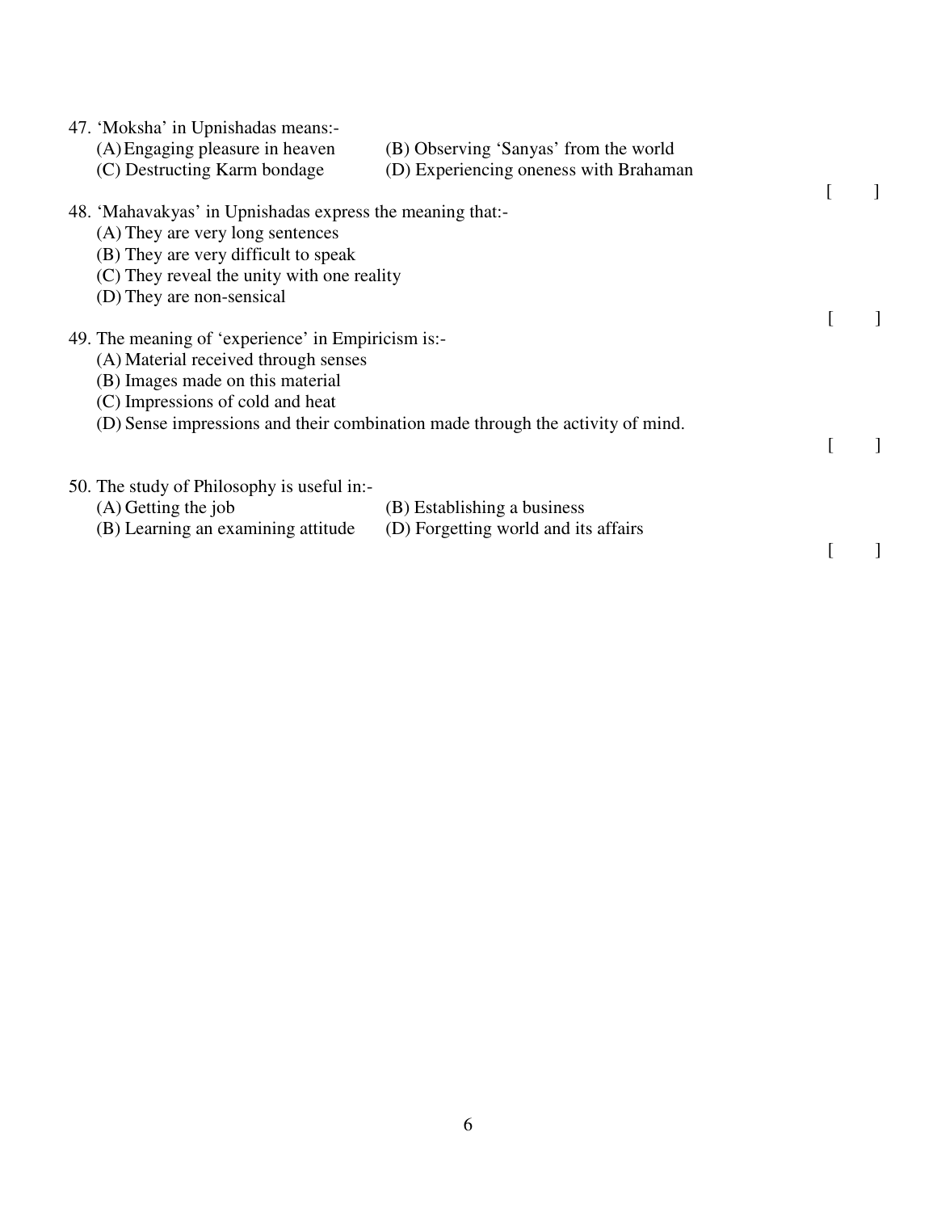47. 'Moksha' in Upnishadas means:-

(A) Engaging pleasure in heaven
(B) Observing 'Sanyas' from the world
(C) Destructing Karm bondage
(D) Experiencing oneness with Brahaman

[ ]

48. 'Mahavakyas' in Upnishadas express the meaning that:-

(A) They are very long sentences
(B) They are very difficult to speak
(C) They reveal the unity with one reality
(D) They are non-sensical

[ ]

49. The meaning of 'experience' in Empiricism is:-

(A) Material received through senses
(B) Images made on this material
(C) Impressions of cold and heat
(D) Sense impressions and their combination made through the activity of mind.

[ ]

50. The study of Philosophy is useful in:-

(A) Getting the job
(B) Establishing a business
(B) Learning an examining attitude
(D) Forgetting world and its affairs

[ ]